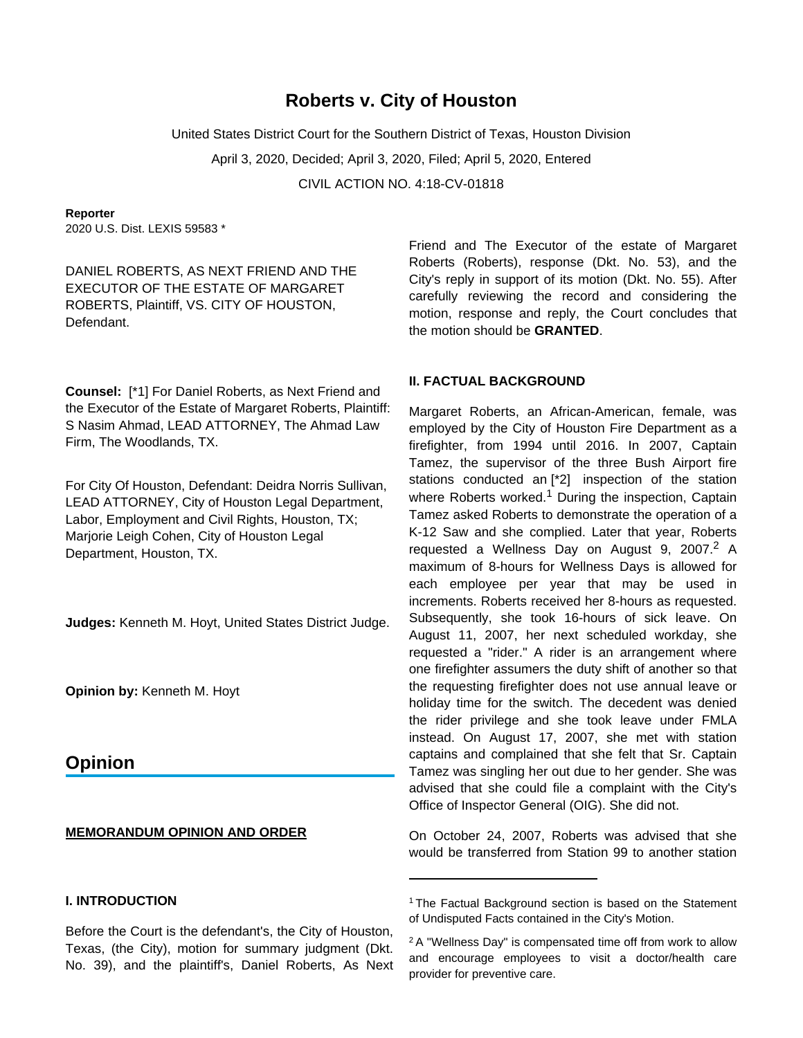# Roberts v. City of Houston

United States District Court for the Southern District of Texas, Houston Division

April 3, 2020, Decided; April 3, 2020, Filed; April 5, 2020, Entered

CIVIL ACTION NO. 4:18-CV-01818

**Reporter**

2020 U.S. Dist. LEXIS 59583 *

DANIEL ROBERTS, AS NEXT FRIEND AND THE EXECUTOR OF THE ESTATE OF MARGARET ROBERTS, Plaintiff, VS. CITY OF HOUSTON, Defendant.

**Counsel:** [*1] For Daniel Roberts, as Next Friend and the Executor of the Estate of Margaret Roberts, Plaintiff: S Nasim Ahmad, LEAD ATTORNEY, The Ahmad Law Firm, The Woodlands, TX.

For City Of Houston, Defendant: Deidra Norris Sullivan, LEAD ATTORNEY, City of Houston Legal Department, Labor, Employment and Civil Rights, Houston, TX; Marjorie Leigh Cohen, City of Houston Legal Department, Houston, TX.

**Judges:** Kenneth M. Hoyt, United States District Judge.

**Opinion by:** Kenneth M. Hoyt

## Opinion

**MEMORANDUM OPINION AND ORDER**

### I. INTRODUCTION

Before the Court is the defendant's, the City of Houston, Texas, (the City), motion for summary judgment (Dkt. No. 39), and the plaintiff's, Daniel Roberts, As Next Friend and The Executor of the estate of Margaret Roberts (Roberts), response (Dkt. No. 53), and the City's reply in support of its motion (Dkt. No. 55). After carefully reviewing the record and considering the motion, response and reply, the Court concludes that the motion should be **GRANTED**.

### II. FACTUAL BACKGROUND

Margaret Roberts, an African-American, female, was employed by the City of Houston Fire Department as a firefighter, from 1994 until 2016. In 2007, Captain Tamez, the supervisor of the three Bush Airport fire stations conducted an [*2] inspection of the station where Roberts worked.[1] During the inspection, Captain Tamez asked Roberts to demonstrate the operation of a K-12 Saw and she complied. Later that year, Roberts requested a Wellness Day on August 9, 2007.[2] A maximum of 8-hours for Wellness Days is allowed for each employee per year that may be used in increments. Roberts received her 8-hours as requested. Subsequently, she took 16-hours of sick leave. On August 11, 2007, her next scheduled workday, she requested a "rider." A rider is an arrangement where one firefighter assumers the duty shift of another so that the requesting firefighter does not use annual leave or holiday time for the switch. The decedent was denied the rider privilege and she took leave under FMLA instead. On August 17, 2007, she met with station captains and complained that she felt that Sr. Captain Tamez was singling her out due to her gender. She was advised that she could file a complaint with the City's Office of Inspector General (OIG). She did not.

On October 24, 2007, Roberts was advised that she would be transferred from Station 99 to another station

---

[1] The Factual Background section is based on the Statement of Undisputed Facts contained in the City's Motion.

[2] A "Wellness Day" is compensated time off from work to allow and encourage employees to visit a doctor/health care provider for preventive care.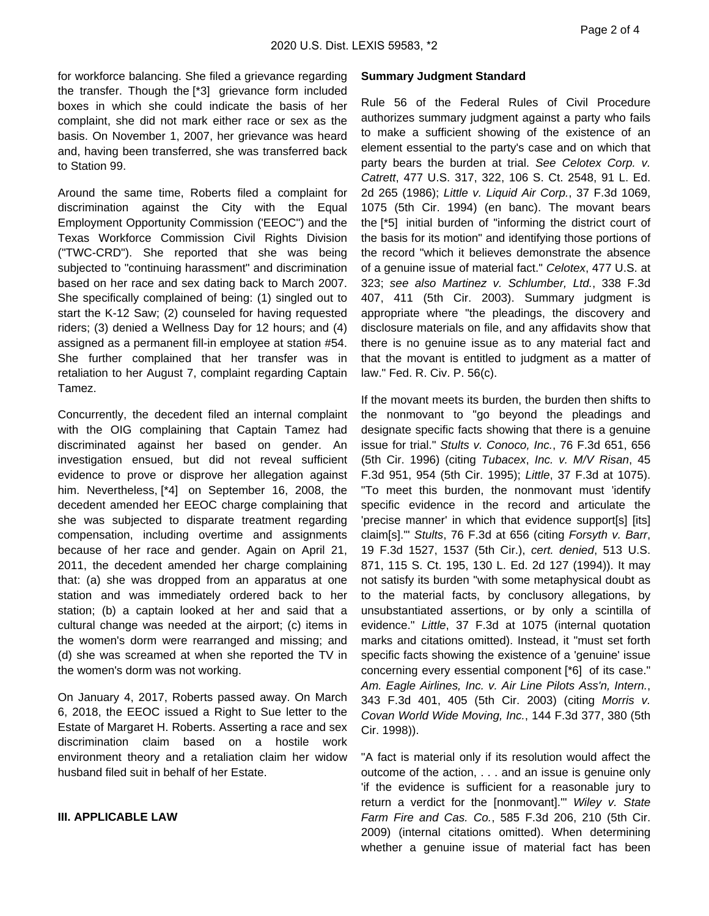for workforce balancing. She filed a grievance regarding the transfer. Though the [*3] grievance form included boxes in which she could indicate the basis of her complaint, she did not mark either race or sex as the basis. On November 1, 2007, her grievance was heard and, having been transferred, she was transferred back to Station 99.

Around the same time, Roberts filed a complaint for discrimination against the City with the Equal Employment Opportunity Commission ('EEOC") and the Texas Workforce Commission Civil Rights Division ("TWC-CRD"). She reported that she was being subjected to "continuing harassment" and discrimination based on her race and sex dating back to March 2007. She specifically complained of being: (1) singled out to start the K-12 Saw; (2) counseled for having requested riders; (3) denied a Wellness Day for 12 hours; and (4) assigned as a permanent fill-in employee at station #54. She further complained that her transfer was in retaliation to her August 7, complaint regarding Captain Tamez.

Concurrently, the decedent filed an internal complaint with the OIG complaining that Captain Tamez had discriminated against her based on gender. An investigation ensued, but did not reveal sufficient evidence to prove or disprove her allegation against him. Nevertheless, [*4] on September 16, 2008, the decedent amended her EEOC charge complaining that she was subjected to disparate treatment regarding compensation, including overtime and assignments because of her race and gender. Again on April 21, 2011, the decedent amended her charge complaining that: (a) she was dropped from an apparatus at one station and was immediately ordered back to her station; (b) a captain looked at her and said that a cultural change was needed at the airport; (c) items in the women's dorm were rearranged and missing; and (d) she was screamed at when she reported the TV in the women's dorm was not working.

On January 4, 2017, Roberts passed away. On March 6, 2018, the EEOC issued a Right to Sue letter to the Estate of Margaret H. Roberts. Asserting a race and sex discrimination claim based on a hostile work environment theory and a retaliation claim her widow husband filed suit in behalf of her Estate.

## III. APPLICABLE LAW

### Summary Judgment Standard

Rule 56 of the Federal Rules of Civil Procedure authorizes summary judgment against a party who fails to make a sufficient showing of the existence of an element essential to the party's case and on which that party bears the burden at trial. *See Celotex Corp. v. Catrett*, 477 U.S. 317, 322, 106 S. Ct. 2548, 91 L. Ed. 2d 265 (1986); *Little v. Liquid Air Corp.*, 37 F.3d 1069, 1075 (5th Cir. 1994) (en banc). The movant bears the [*5] initial burden of "informing the district court of the basis for its motion" and identifying those portions of the record "which it believes demonstrate the absence of a genuine issue of material fact." *Celotex*, 477 U.S. at 323; *see also Martinez v. Schlumber, Ltd.*, 338 F.3d 407, 411 (5th Cir. 2003). Summary judgment is appropriate where "the pleadings, the discovery and disclosure materials on file, and any affidavits show that there is no genuine issue as to any material fact and that the movant is entitled to judgment as a matter of law." Fed. R. Civ. P. 56(c).

If the movant meets its burden, the burden then shifts to the nonmovant to "go beyond the pleadings and designate specific facts showing that there is a genuine issue for trial." *Stults v. Conoco, Inc.*, 76 F.3d 651, 656 (5th Cir. 1996) (citing *Tubacex*, *Inc. v. M/V Risan*, 45 F.3d 951, 954 (5th Cir. 1995); *Little*, 37 F.3d at 1075). "To meet this burden, the nonmovant must 'identify specific evidence in the record and articulate the 'precise manner' in which that evidence support[s] [its] claim[s].'" *Stults*, 76 F.3d at 656 (citing *Forsyth v. Barr*, 19 F.3d 1527, 1537 (5th Cir.), *cert. denied*, 513 U.S. 871, 115 S. Ct. 195, 130 L. Ed. 2d 127 (1994)). It may not satisfy its burden "with some metaphysical doubt as to the material facts, by conclusory allegations, by unsubstantiated assertions, or by only a scintilla of evidence." *Little*, 37 F.3d at 1075 (internal quotation marks and citations omitted). Instead, it "must set forth specific facts showing the existence of a 'genuine' issue concerning every essential component [*6] of its case." *Am. Eagle Airlines, Inc. v. Air Line Pilots Ass'n, Intern.*, 343 F.3d 401, 405 (5th Cir. 2003) (citing *Morris v. Covan World Wide Moving, Inc.*, 144 F.3d 377, 380 (5th Cir. 1998)).

"A fact is material only if its resolution would affect the outcome of the action, . . . and an issue is genuine only 'if the evidence is sufficient for a reasonable jury to return a verdict for the [nonmovant].'" *Wiley v. State Farm Fire and Cas. Co.*, 585 F.3d 206, 210 (5th Cir. 2009) (internal citations omitted). When determining whether a genuine issue of material fact has been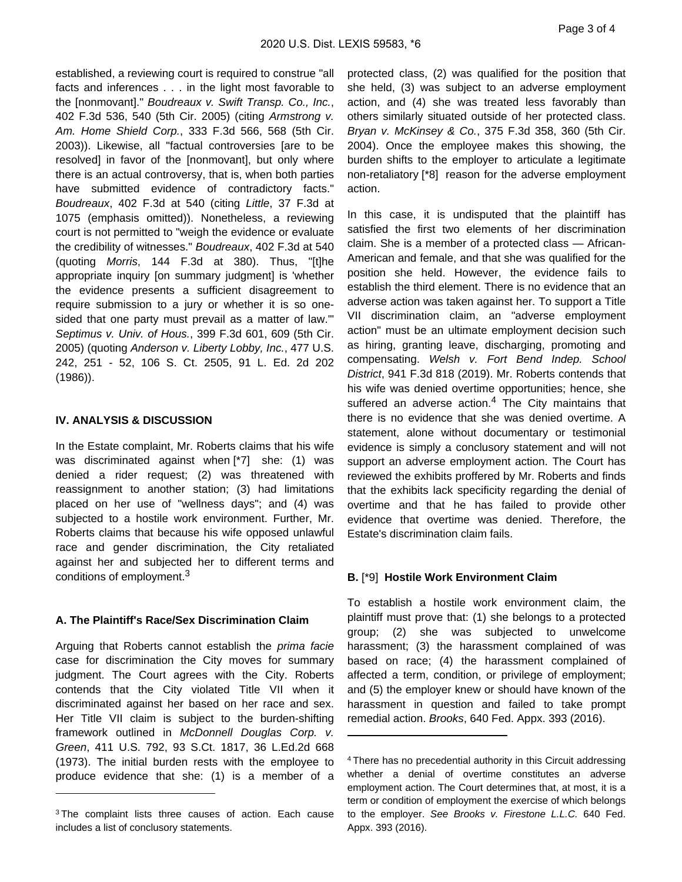established, a reviewing court is required to construe "all facts and inferences . . . in the light most favorable to the [nonmovant]." *Boudreaux v. Swift Transp. Co., Inc.*, 402 F.3d 536, 540 (5th Cir. 2005) (citing *Armstrong v. Am. Home Shield Corp.*, 333 F.3d 566, 568 (5th Cir. 2003)). Likewise, all "factual controversies [are to be resolved] in favor of the [nonmovant], but only where there is an actual controversy, that is, when both parties have submitted evidence of contradictory facts." *Boudreaux*, 402 F.3d at 540 (citing *Little*, 37 F.3d at 1075 (emphasis omitted)). Nonetheless, a reviewing court is not permitted to "weigh the evidence or evaluate the credibility of witnesses." *Boudreaux*, 402 F.3d at 540 (quoting *Morris*, 144 F.3d at 380). Thus, "[t]he appropriate inquiry [on summary judgment] is 'whether the evidence presents a sufficient disagreement to require submission to a jury or whether it is so one-sided that one party must prevail as a matter of law.'" *Septimus v. Univ. of Hous.*, 399 F.3d 601, 609 (5th Cir. 2005) (quoting *Anderson v. Liberty Lobby, Inc.*, 477 U.S. 242, 251 - 52, 106 S. Ct. 2505, 91 L. Ed. 2d 202 (1986)).

## IV. ANALYSIS & DISCUSSION

In the Estate complaint, Mr. Roberts claims that his wife was discriminated against when [*7] she: (1) was denied a rider request; (2) was threatened with reassignment to another station; (3) had limitations placed on her use of "wellness days"; and (4) was subjected to a hostile work environment. Further, Mr. Roberts claims that because his wife opposed unlawful race and gender discrimination, the City retaliated against her and subjected her to different terms and conditions of employment.[3]

### A. The Plaintiff's Race/Sex Discrimination Claim

Arguing that Roberts cannot establish the *prima facie* case for discrimination the City moves for summary judgment. The Court agrees with the City. Roberts contends that the City violated Title VII when it discriminated against her based on her race and sex. Her Title VII claim is subject to the burden-shifting framework outlined in *McDonnell Douglas Corp. v. Green*, 411 U.S. 792, 93 S.Ct. 1817, 36 L.Ed.2d 668 (1973). The initial burden rests with the employee to produce evidence that she: (1) is a member of a protected class, (2) was qualified for the position that she held, (3) was subject to an adverse employment action, and (4) she was treated less favorably than others similarly situated outside of her protected class. *Bryan v. McKinsey & Co.*, 375 F.3d 358, 360 (5th Cir. 2004). Once the employee makes this showing, the burden shifts to the employer to articulate a legitimate non-retaliatory [*8] reason for the adverse employment action.

In this case, it is undisputed that the plaintiff has satisfied the first two elements of her discrimination claim. She is a member of a protected class — African-American and female, and that she was qualified for the position she held. However, the evidence fails to establish the third element. There is no evidence that an adverse action was taken against her. To support a Title VII discrimination claim, an "adverse employment action" must be an ultimate employment decision such as hiring, granting leave, discharging, promoting and compensating. *Welsh v. Fort Bend Indep. School District*, 941 F.3d 818 (2019). Mr. Roberts contends that his wife was denied overtime opportunities; hence, she suffered an adverse action.[4] The City maintains that there is no evidence that she was denied overtime. A statement, alone without documentary or testimonial evidence is simply a conclusory statement and will not support an adverse employment action. The Court has reviewed the exhibits proffered by Mr. Roberts and finds that the exhibits lack specificity regarding the denial of overtime and that he has failed to provide other evidence that overtime was denied. Therefore, the Estate's discrimination claim fails.

### B. [*9] Hostile Work Environment Claim

To establish a hostile work environment claim, the plaintiff must prove that: (1) she belongs to a protected group; (2) she was subjected to unwelcome harassment; (3) the harassment complained of was based on race; (4) the harassment complained of affected a term, condition, or privilege of employment; and (5) the employer knew or should have known of the harassment in question and failed to take prompt remedial action. *Brooks*, 640 Fed. Appx. 393 (2016).

---

[3] The complaint lists three causes of action. Each cause includes a list of conclusory statements.

[4] There has no precedential authority in this Circuit addressing whether a denial of overtime constitutes an adverse employment action. The Court determines that, at most, it is a term or condition of employment the exercise of which belongs to the employer. *See Brooks v. Firestone L.L.C.* 640 Fed. Appx. 393 (2016).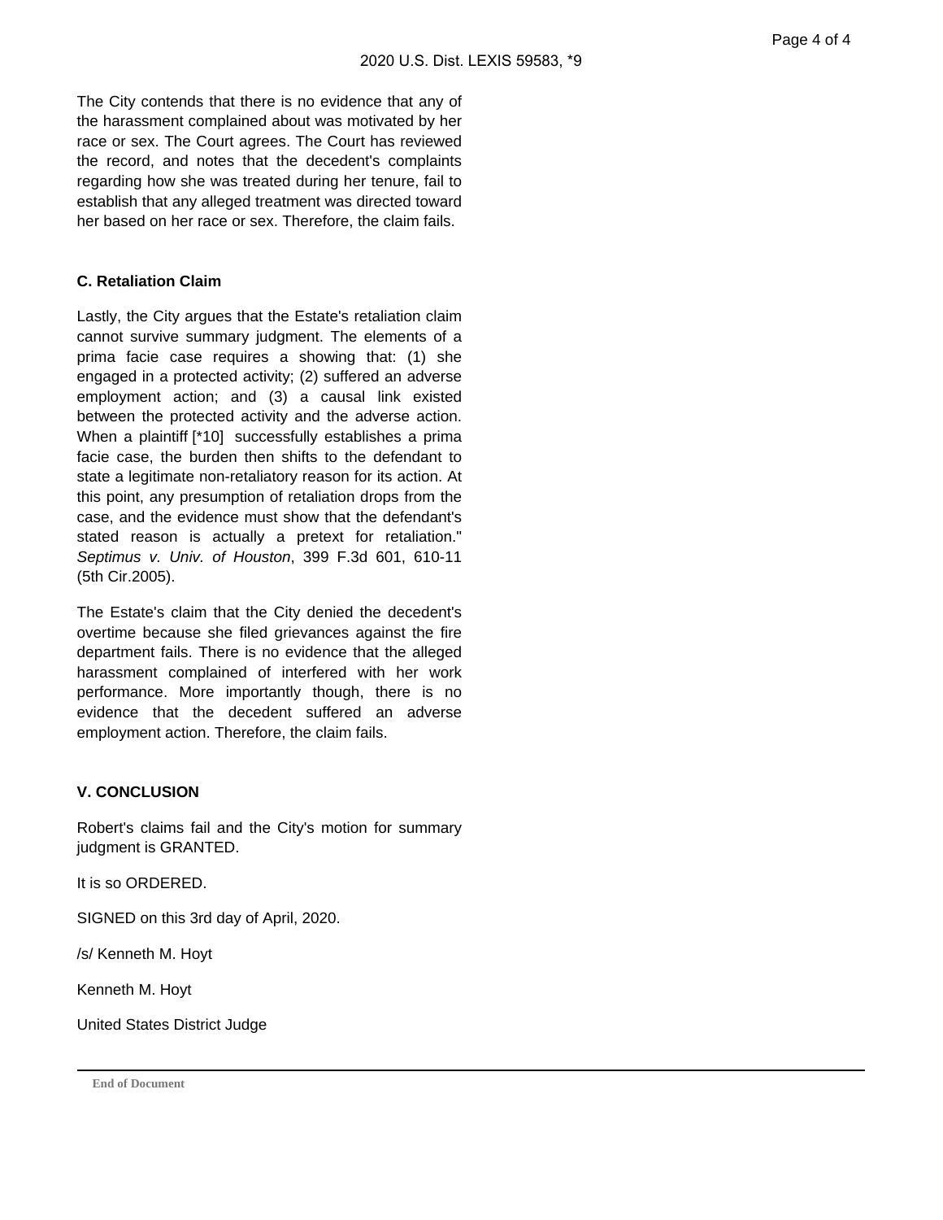The City contends that there is no evidence that any of the harassment complained about was motivated by her race or sex. The Court agrees. The Court has reviewed the record, and notes that the decedent's complaints regarding how she was treated during her tenure, fail to establish that any alleged treatment was directed toward her based on her race or sex. Therefore, the claim fails.

### C. Retaliation Claim

Lastly, the City argues that the Estate's retaliation claim cannot survive summary judgment. The elements of a prima facie case requires a showing that: (1) she engaged in a protected activity; (2) suffered an adverse employment action; and (3) a causal link existed between the protected activity and the adverse action. When a plaintiff [*10] successfully establishes a prima facie case, the burden then shifts to the defendant to state a legitimate non-retaliatory reason for its action. At this point, any presumption of retaliation drops from the case, and the evidence must show that the defendant's stated reason is actually a pretext for retaliation." *Septimus v. Univ. of Houston*, 399 F.3d 601, 610-11 (5th Cir.2005).

The Estate's claim that the City denied the decedent's overtime because she filed grievances against the fire department fails. There is no evidence that the alleged harassment complained of interfered with her work performance. More importantly though, there is no evidence that the decedent suffered an adverse employment action. Therefore, the claim fails.

### V. CONCLUSION

Robert's claims fail and the City's motion for summary judgment is GRANTED.

It is so ORDERED.

SIGNED on this 3rd day of April, 2020.

/s/ Kenneth M. Hoyt

Kenneth M. Hoyt

United States District Judge

---

**End of Document**